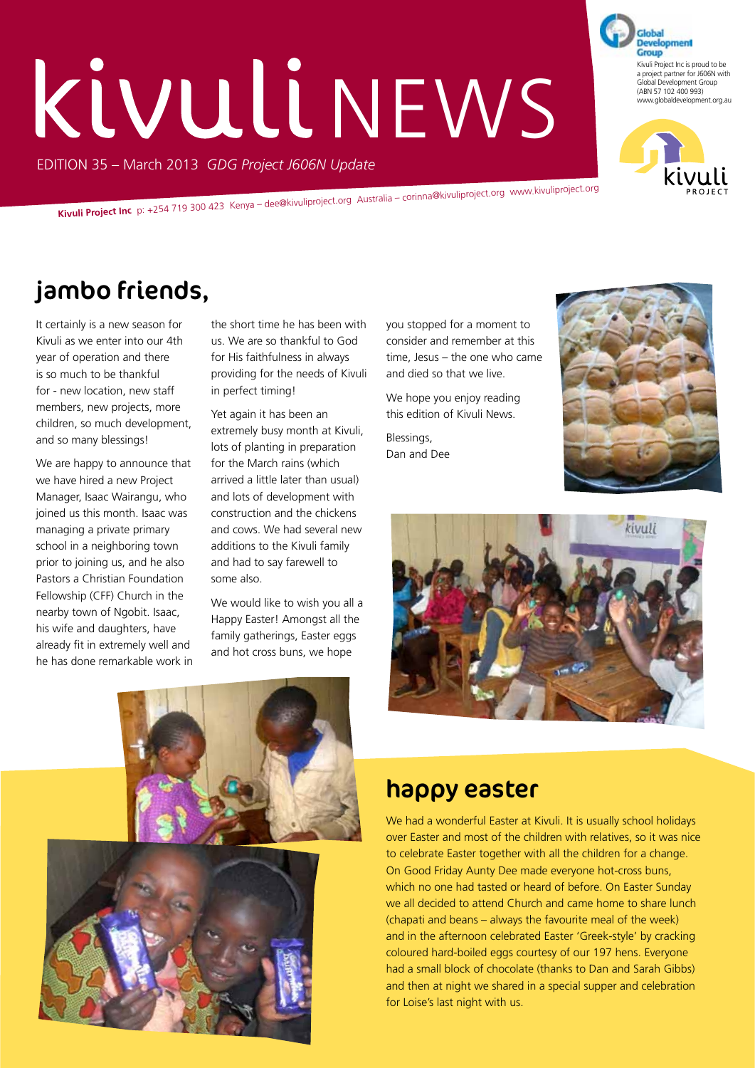# kivuli NEWS

EDITION 35 – March 2013 *GDG Project J606N Update*

Kivuli Project Inc is proud to be a project partner for J606N with Global Development Group (ABN 57 102 400 993) www.globaldevelopment.org.au

**Kivuli Project Inc** p: +254 719 300 423 Kenya – dee@kivuliproject.org Australia – corinna@kivuliproject.org www.kivuliproject.org

## jambo friends,

It certainly is a new season for Kivuli as we enter into our 4th year of operation and there is so much to be thankful for - new location, new staff members, new projects, more children, so much development, and so many blessings!

We are happy to announce that we have hired a new Project Manager, Isaac Wairangu, who joined us this month. Isaac was managing a private primary school in a neighboring town prior to joining us, and he also Pastors a Christian Foundation Fellowship (CFF) Church in the nearby town of Ngobit. Isaac, his wife and daughters, have already fit in extremely well and he has done remarkable work in the short time he has been with us. We are so thankful to God for His faithfulness in always providing for the needs of Kivuli in perfect timing!

Yet again it has been an extremely busy month at Kivuli, lots of planting in preparation for the March rains (which arrived a little later than usual) and lots of development with construction and the chickens and cows. We had several new additions to the Kivuli family and had to say farewell to some also.

We would like to wish you all a Happy Easter! Amongst all the family gatherings, Easter eggs and hot cross buns, we hope you stopped for a moment to consider and remember at this time, Jesus – the one who came and died so that we live.

We hope you enjoy reading this edition of Kivuli News.

Blessings,
Dan and Dee

## happy easter

We had a wonderful Easter at Kivuli. It is usually school holidays over Easter and most of the children with relatives, so it was nice to celebrate Easter together with all the children for a change. On Good Friday Aunty Dee made everyone hot-cross buns, which no one had tasted or heard of before. On Easter Sunday we all decided to attend Church and came home to share lunch (chapati and beans – always the favourite meal of the week) and in the afternoon celebrated Easter 'Greek-style' by cracking coloured hard-boiled eggs courtesy of our 197 hens. Everyone had a small block of chocolate (thanks to Dan and Sarah Gibbs) and then at night we shared in a special supper and celebration for Loise's last night with us.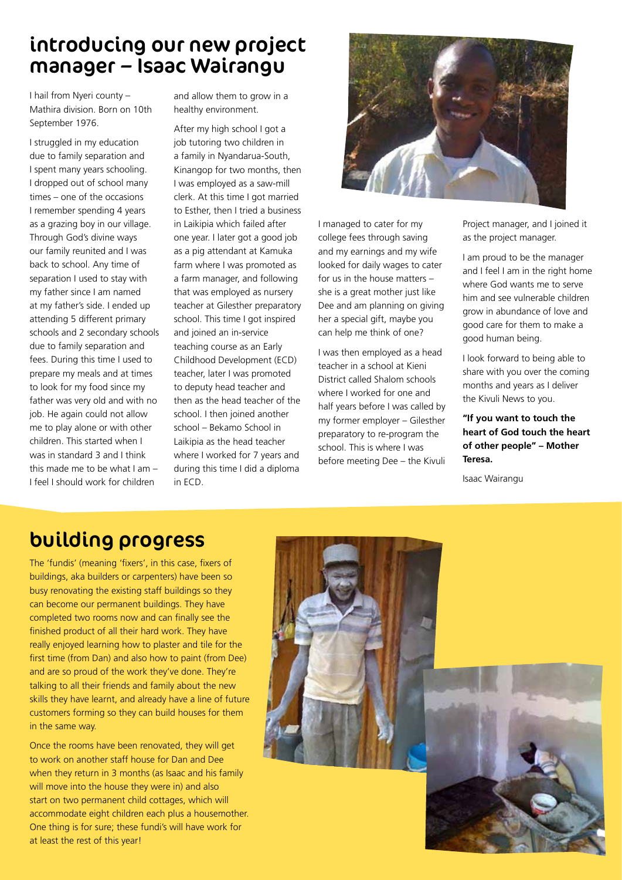## introducing our new project manager – Isaac Wairangu

I hail from Nyeri county – Mathira division. Born on 10th September 1976.

I struggled in my education due to family separation and I spent many years schooling. I dropped out of school many times – one of the occasions I remember spending 4 years as a grazing boy in our village. Through God's divine ways our family reunited and I was back to school. Any time of separation I used to stay with my father since I am named at my father's side. I ended up attending 5 different primary schools and 2 secondary schools due to family separation and fees. During this time I used to prepare my meals and at times to look for my food since my father was very old and with no job. He again could not allow me to play alone or with other children. This started when I was in standard 3 and I think this made me to be what I am – I feel I should work for children and allow them to grow in a healthy environment.

After my high school I got a job tutoring two children in a family in Nyandarua-South, Kinangop for two months, then I was employed as a saw-mill clerk. At this time I got married to Esther, then I tried a business in Laikipia which failed after one year. I later got a good job as a pig attendant at Kamuka farm where I was promoted as a farm manager, and following that was employed as nursery teacher at Gilesther preparatory school. This time I got inspired and joined an in-service teaching course as an Early Childhood Development (ECD) teacher, later I was promoted to deputy head teacher and then as the head teacher of the school. I then joined another school – Bekamo School in Laikipia as the head teacher where I worked for 7 years and during this time I did a diploma in ECD.

I managed to cater for my college fees through saving and my earnings and my wife looked for daily wages to cater for us in the house matters – she is a great mother just like Dee and am planning on giving her a special gift, maybe you can help me think of one?

I was then employed as a head teacher in a school at Kieni District called Shalom schools where I worked for one and half years before I was called by my former employer – Gilesther preparatory to re-program the school. This is where I was before meeting Dee – the Kivuli Project manager, and I joined it as the project manager.

I am proud to be the manager and I feel I am in the right home where God wants me to serve him and see vulnerable children grow in abundance of love and good care for them to make a good human being.

I look forward to being able to share with you over the coming months and years as I deliver the Kivuli News to you.

**"If you want to touch the heart of God touch the heart of other people" – Mother Teresa.**

Isaac Wairangu

## building progress

The 'fundis' (meaning 'fixers', in this case, fixers of buildings, aka builders or carpenters) have been so busy renovating the existing staff buildings so they can become our permanent buildings. They have completed two rooms now and can finally see the finished product of all their hard work. They have really enjoyed learning how to plaster and tile for the first time (from Dan) and also how to paint (from Dee) and are so proud of the work they've done. They're talking to all their friends and family about the new skills they have learnt, and already have a line of future customers forming so they can build houses for them in the same way.

Once the rooms have been renovated, they will get to work on another staff house for Dan and Dee when they return in 3 months (as Isaac and his family will move into the house they were in) and also start on two permanent child cottages, which will accommodate eight children each plus a housemother. One thing is for sure; these fundi's will have work for at least the rest of this year!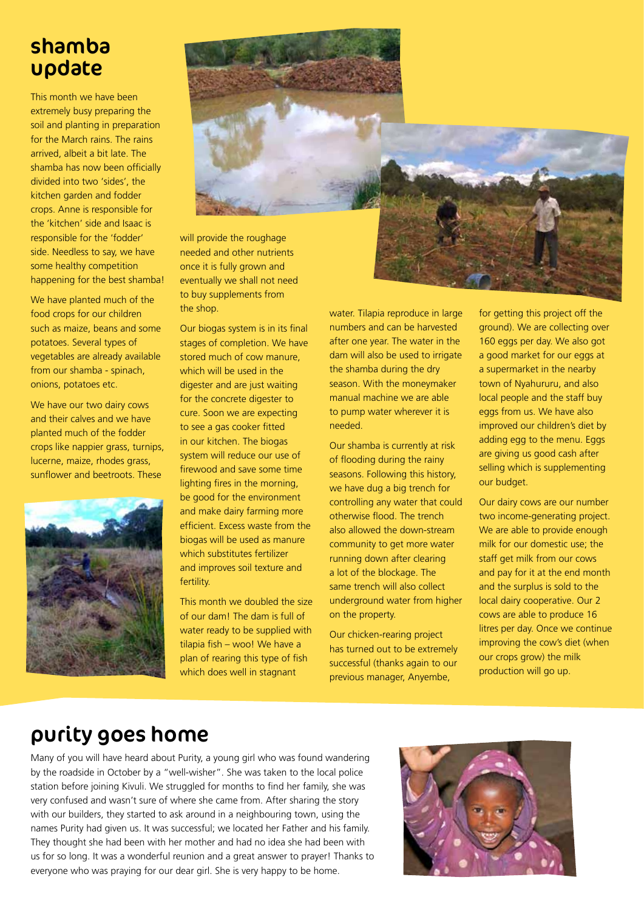# shamba update

This month we have been extremely busy preparing the soil and planting in preparation for the March rains. The rains arrived, albeit a bit late. The shamba has now been officially divided into two 'sides', the kitchen garden and fodder crops. Anne is responsible for the 'kitchen' side and Isaac is responsible for the 'fodder' side. Needless to say, we have some healthy competition happening for the best shamba!

We have planted much of the food crops for our children such as maize, beans and some potatoes. Several types of vegetables are already available from our shamba - spinach, onions, potatoes etc.

We have our two dairy cows and their calves and we have planted much of the fodder crops like nappier grass, turnips, lucerne, maize, rhodes grass, sunflower and beetroots. These will provide the roughage needed and other nutrients once it is fully grown and eventually we shall not need to buy supplements from the shop.

Our biogas system is in its final stages of completion. We have stored much of cow manure, which will be used in the digester and are just waiting for the concrete digester to cure. Soon we are expecting to see a gas cooker fitted in our kitchen. The biogas system will reduce our use of firewood and save some time lighting fires in the morning, be good for the environment and make dairy farming more efficient. Excess waste from the biogas will be used as manure which substitutes fertilizer and improves soil texture and fertility.

This month we doubled the size of our dam! The dam is full of water ready to be supplied with tilapia fish – woo! We have a plan of rearing this type of fish which does well in stagnant water. Tilapia reproduce in large numbers and can be harvested after one year. The water in the dam will also be used to irrigate the shamba during the dry season. With the moneymaker manual machine we are able to pump water wherever it is needed.

Our shamba is currently at risk of flooding during the rainy seasons. Following this history, we have dug a big trench for controlling any water that could otherwise flood. The trench also allowed the down-stream community to get more water running down after clearing a lot of the blockage. The same trench will also collect underground water from higher on the property.

Our chicken-rearing project has turned out to be extremely successful (thanks again to our previous manager, Anyembe, for getting this project off the ground). We are collecting over 160 eggs per day. We also got a good market for our eggs at a supermarket in the nearby town of Nyahururu, and also local people and the staff buy eggs from us. We have also improved our children's diet by adding egg to the menu. Eggs are giving us good cash after selling which is supplementing our budget.

Our dairy cows are our number two income-generating project. We are able to provide enough milk for our domestic use; the staff get milk from our cows and pay for it at the end month and the surplus is sold to the local dairy cooperative. Our 2 cows are able to produce 16 litres per day. Once we continue improving the cow's diet (when our crops grow) the milk production will go up.

# purity goes home

Many of you will have heard about Purity, a young girl who was found wandering by the roadside in October by a "well-wisher". She was taken to the local police station before joining Kivuli. We struggled for months to find her family, she was very confused and wasn't sure of where she came from. After sharing the story with our builders, they started to ask around in a neighbouring town, using the names Purity had given us. It was successful; we located her Father and his family. They thought she had been with her mother and had no idea she had been with us for so long. It was a wonderful reunion and a great answer to prayer! Thanks to everyone who was praying for our dear girl. She is very happy to be home.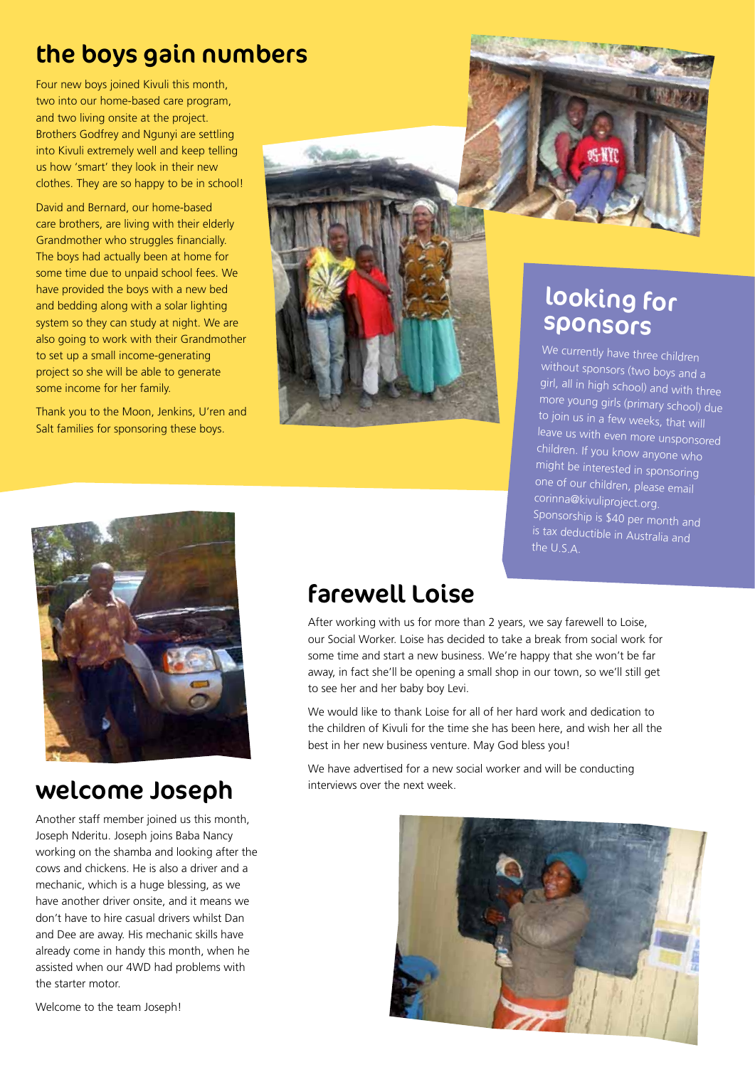## the boys gain numbers

Four new boys joined Kivuli this month, two into our home-based care program, and two living onsite at the project. Brothers Godfrey and Ngunyi are settling into Kivuli extremely well and keep telling us how 'smart' they look in their new clothes. They are so happy to be in school!

David and Bernard, our home-based care brothers, are living with their elderly Grandmother who struggles financially. The boys had actually been at home for some time due to unpaid school fees. We have provided the boys with a new bed and bedding along with a solar lighting system so they can study at night. We are also going to work with their Grandmother to set up a small income-generating project so she will be able to generate some income for her family.

Thank you to the Moon, Jenkins, U'ren and Salt families for sponsoring these boys.

## looking for sponsors

We currently have three children without sponsors (two boys and a girl, all in high school) and with three more young girls (primary school) due to join us in a few weeks, that will leave us with even more unsponsored children. If you know anyone who might be interested in sponsoring one of our children, please email corinna@kivuliproject.org. Sponsorship is $40 per month and is tax deductible in Australia and the U.S.A.

## welcome Joseph

Another staff member joined us this month, Joseph Nderitu. Joseph joins Baba Nancy working on the shamba and looking after the cows and chickens. He is also a driver and a mechanic, which is a huge blessing, as we have another driver onsite, and it means we don't have to hire casual drivers whilst Dan and Dee are away. His mechanic skills have already come in handy this month, when he assisted when our 4WD had problems with the starter motor.

Welcome to the team Joseph!

## farewell Loise

After working with us for more than 2 years, we say farewell to Loise, our Social Worker. Loise has decided to take a break from social work for some time and start a new business. We're happy that she won't be far away, in fact she'll be opening a small shop in our town, so we'll still get to see her and her baby boy Levi.

We would like to thank Loise for all of her hard work and dedication to the children of Kivuli for the time she has been here, and wish her all the best in her new business venture. May God bless you!

We have advertised for a new social worker and will be conducting interviews over the next week.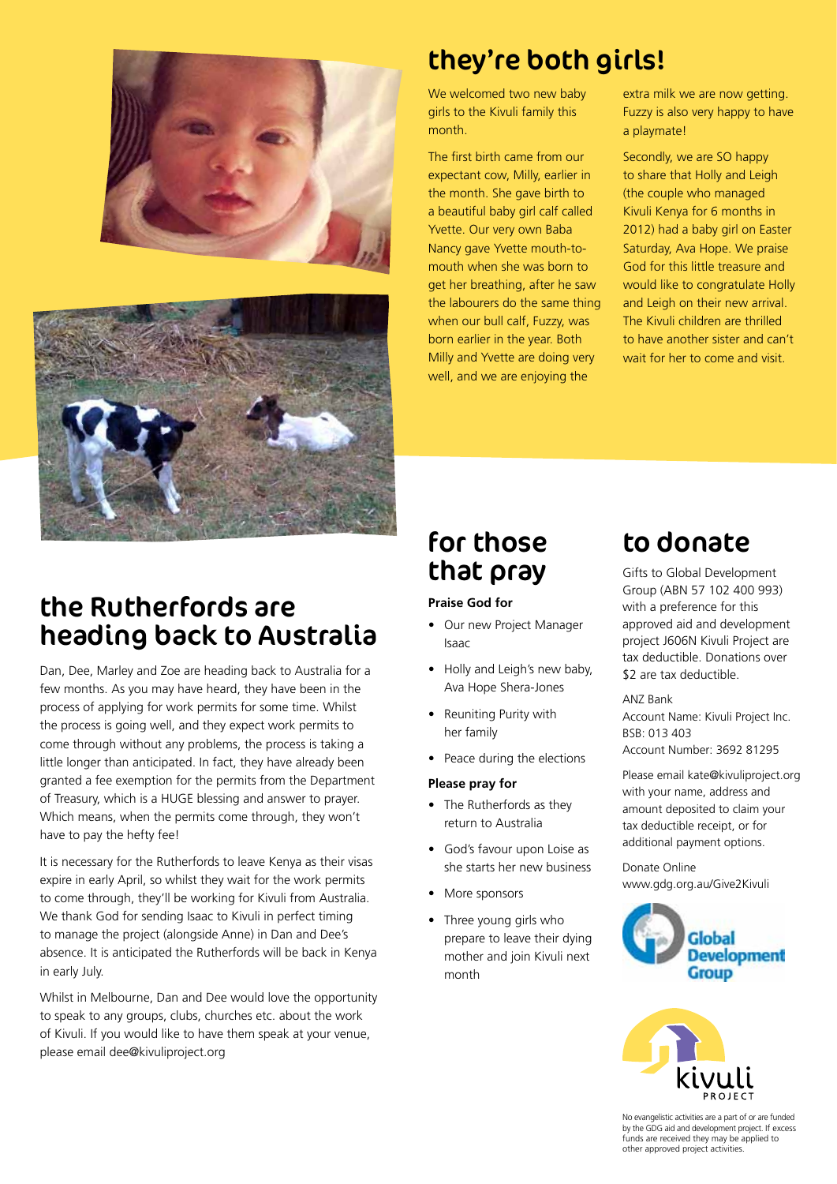## they're both girls!

We welcomed two new baby girls to the Kivuli family this month.

The first birth came from our expectant cow, Milly, earlier in the month. She gave birth to a beautiful baby girl calf called Yvette. Our very own Baba Nancy gave Yvette mouth-to-mouth when she was born to get her breathing, after he saw the labourers do the same thing when our bull calf, Fuzzy, was born earlier in the year. Both Milly and Yvette are doing very well, and we are enjoying the extra milk we are now getting. Fuzzy is also very happy to have a playmate!

Secondly, we are SO happy to share that Holly and Leigh (the couple who managed Kivuli Kenya for 6 months in 2012) had a baby girl on Easter Saturday, Ava Hope. We praise God for this little treasure and would like to congratulate Holly and Leigh on their new arrival. The Kivuli children are thrilled to have another sister and can't wait for her to come and visit.

## the Rutherfords are heading back to Australia

Dan, Dee, Marley and Zoe are heading back to Australia for a few months. As you may have heard, they have been in the process of applying for work permits for some time. Whilst the process is going well, and they expect work permits to come through without any problems, the process is taking a little longer than anticipated. In fact, they have already been granted a fee exemption for the permits from the Department of Treasury, which is a HUGE blessing and answer to prayer. Which means, when the permits come through, they won't have to pay the hefty fee!

It is necessary for the Rutherfords to leave Kenya as their visas expire in early April, so whilst they wait for the work permits to come through, they'll be working for Kivuli from Australia. We thank God for sending Isaac to Kivuli in perfect timing to manage the project (alongside Anne) in Dan and Dee's absence. It is anticipated the Rutherfords will be back in Kenya in early July.

Whilst in Melbourne, Dan and Dee would love the opportunity to speak to any groups, clubs, churches etc. about the work of Kivuli. If you would like to have them speak at your venue, please email dee@kivuliproject.org

## for those that pray

**Praise God for**

- Our new Project Manager Isaac
- Holly and Leigh's new baby, Ava Hope Shera-Jones
- Reuniting Purity with her family
- Peace during the elections

**Please pray for**

- The Rutherfords as they return to Australia
- God's favour upon Loise as she starts her new business
- More sponsors
- Three young girls who prepare to leave their dying mother and join Kivuli next month

## to donate

Gifts to Global Development Group (ABN 57 102 400 993) with a preference for this approved aid and development project J606N Kivuli Project are tax deductible. Donations over $2 are tax deductible.

ANZ Bank
Account Name: Kivuli Project Inc.
BSB: 013 403
Account Number: 3692 81295

Please email kate@kivuliproject.org with your name, address and amount deposited to claim your tax deductible receipt, or for additional payment options.

Donate Online
www.gdg.org.au/Give2Kivuli

Global Development Group

kivuli PROJECT

No evangelistic activities are a part of or are funded by the GDG aid and development project. If excess funds are received they may be applied to other approved project activities.